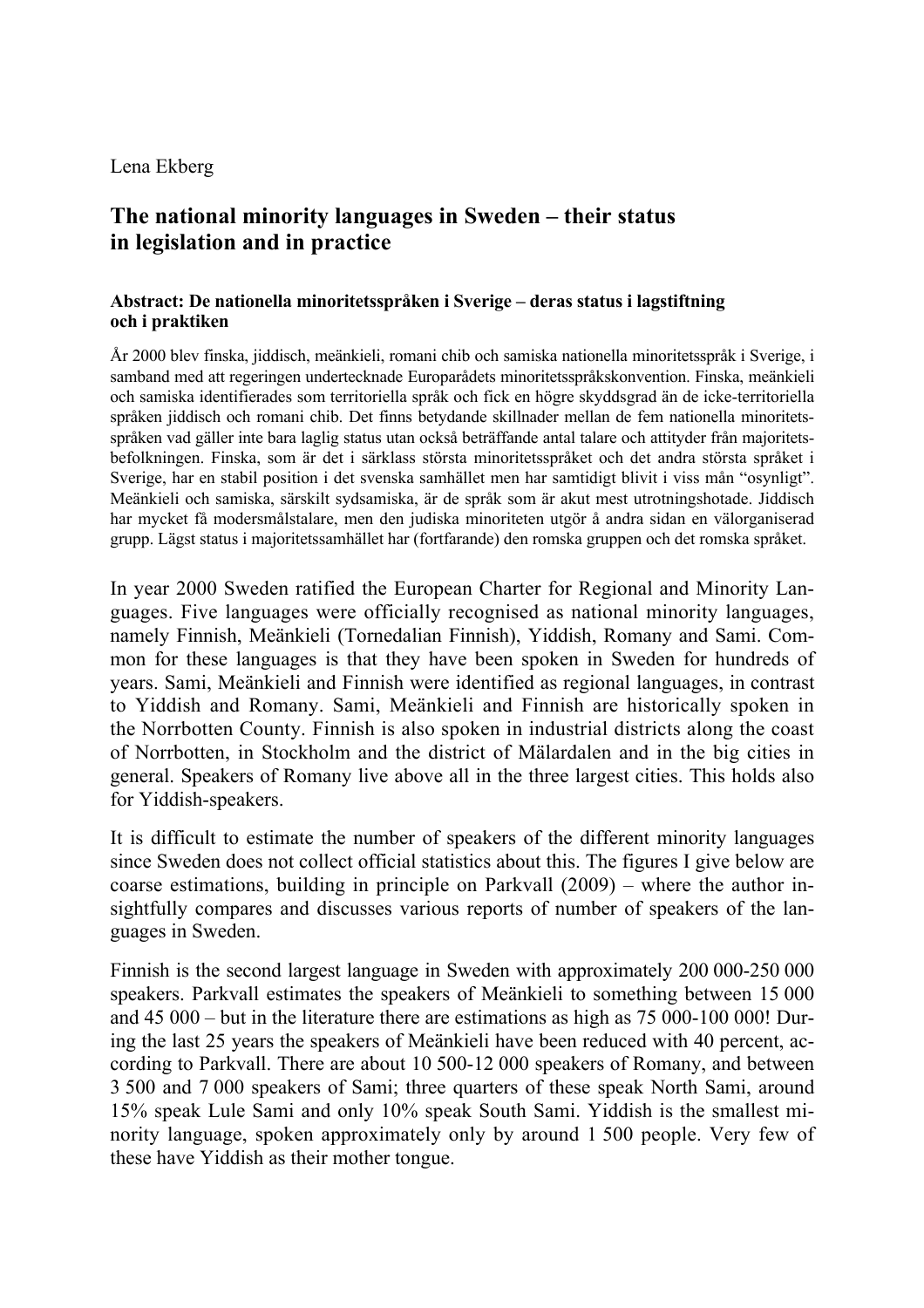Lena Ekberg

# The national minority languages in Sweden – their status in legislation and in practice

**Abstract: De nationella minoritetsspråken i Sverige – deras status i lagstiftning och i praktiken**

År 2000 blev finska, jiddisch, meänkieli, romani chib och samiska nationella minoritetsspråk i Sverige, i samband med att regeringen undertecknade Europarådets minoritetsspråkskonvention. Finska, meänkieli och samiska identifierades som territoriella språk och fick en högre skyddsgrad än de icke-territoriella språken jiddisch och romani chib. Det finns betydande skillnader mellan de fem nationella minoritetsspråken vad gäller inte bara laglig status utan också beträffande antal talare och attityder från majoritetsbefolkningen. Finska, som är det i särklass största minoritetsspråket och det andra största språket i Sverige, har en stabil position i det svenska samhället men har samtidigt blivit i viss mån "osynligt". Meänkieli och samiska, särskilt sydsamiska, är de språk som är akut mest utrotningshotade. Jiddisch har mycket få modersmålstalare, men den judiska minoriteten utgör å andra sidan en välorganiserad grupp. Lägst status i majoritetssamhället har (fortfarande) den romska gruppen och det romska språket.

In year 2000 Sweden ratified the European Charter for Regional and Minority Languages. Five languages were officially recognised as national minority languages, namely Finnish, Meänkieli (Tornedalian Finnish), Yiddish, Romany and Sami. Common for these languages is that they have been spoken in Sweden for hundreds of years. Sami, Meänkieli and Finnish were identified as regional languages, in contrast to Yiddish and Romany. Sami, Meänkieli and Finnish are historically spoken in the Norrbotten County. Finnish is also spoken in industrial districts along the coast of Norrbotten, in Stockholm and the district of Mälardalen and in the big cities in general. Speakers of Romany live above all in the three largest cities. This holds also for Yiddish-speakers.

It is difficult to estimate the number of speakers of the different minority languages since Sweden does not collect official statistics about this. The figures I give below are coarse estimations, building in principle on Parkvall (2009) – where the author insightfully compares and discusses various reports of number of speakers of the languages in Sweden.

Finnish is the second largest language in Sweden with approximately 200 000-250 000 speakers. Parkvall estimates the speakers of Meänkieli to something between 15 000 and 45 000 – but in the literature there are estimations as high as 75 000-100 000! During the last 25 years the speakers of Meänkieli have been reduced with 40 percent, according to Parkvall. There are about 10 500-12 000 speakers of Romany, and between 3 500 and 7 000 speakers of Sami; three quarters of these speak North Sami, around 15% speak Lule Sami and only 10% speak South Sami. Yiddish is the smallest minority language, spoken approximately only by around 1 500 people. Very few of these have Yiddish as their mother tongue.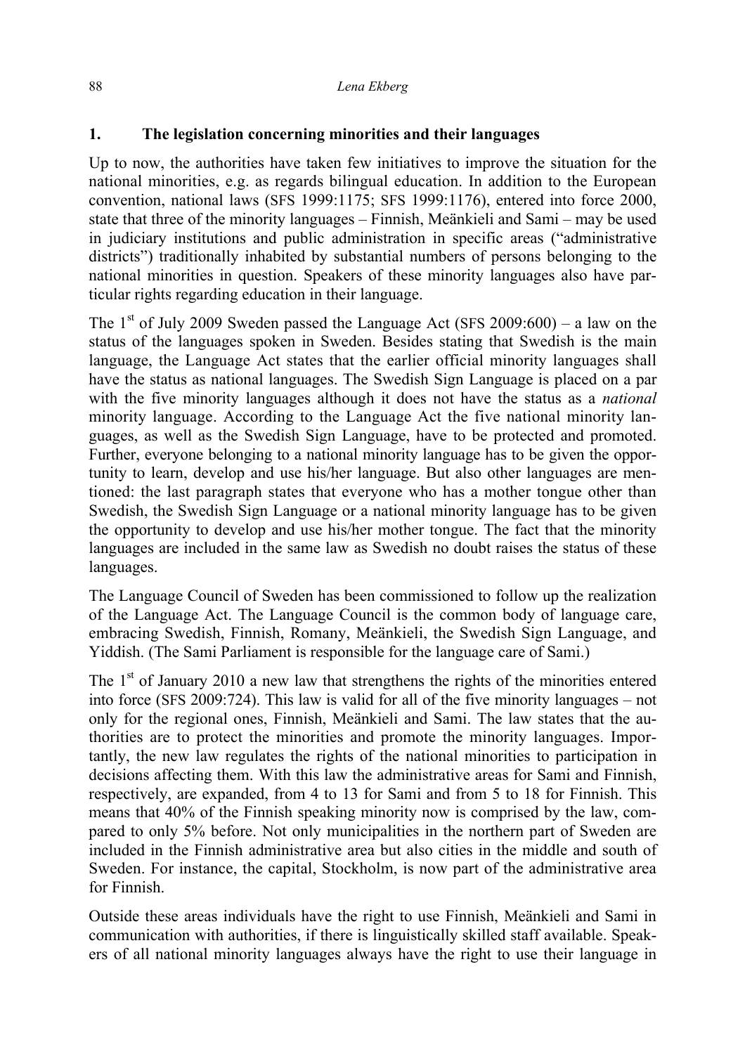## 1. The legislation concerning minorities and their languages

Up to now, the authorities have taken few initiatives to improve the situation for the national minorities, e.g. as regards bilingual education. In addition to the European convention, national laws (SFS 1999:1175; SFS 1999:1176), entered into force 2000, state that three of the minority languages – Finnish, Meänkieli and Sami – may be used in judiciary institutions and public administration in specific areas ("administrative districts") traditionally inhabited by substantial numbers of persons belonging to the national minorities in question. Speakers of these minority languages also have particular rights regarding education in their language.

The 1st of July 2009 Sweden passed the Language Act (SFS 2009:600) – a law on the status of the languages spoken in Sweden. Besides stating that Swedish is the main language, the Language Act states that the earlier official minority languages shall have the status as national languages. The Swedish Sign Language is placed on a par with the five minority languages although it does not have the status as a *national* minority language. According to the Language Act the five national minority languages, as well as the Swedish Sign Language, have to be protected and promoted. Further, everyone belonging to a national minority language has to be given the opportunity to learn, develop and use his/her language. But also other languages are mentioned: the last paragraph states that everyone who has a mother tongue other than Swedish, the Swedish Sign Language or a national minority language has to be given the opportunity to develop and use his/her mother tongue. The fact that the minority languages are included in the same law as Swedish no doubt raises the status of these languages.

The Language Council of Sweden has been commissioned to follow up the realization of the Language Act. The Language Council is the common body of language care, embracing Swedish, Finnish, Romany, Meänkieli, the Swedish Sign Language, and Yiddish. (The Sami Parliament is responsible for the language care of Sami.)

The 1st of January 2010 a new law that strengthens the rights of the minorities entered into force (SFS 2009:724). This law is valid for all of the five minority languages – not only for the regional ones, Finnish, Meänkieli and Sami. The law states that the authorities are to protect the minorities and promote the minority languages. Importantly, the new law regulates the rights of the national minorities to participation in decisions affecting them. With this law the administrative areas for Sami and Finnish, respectively, are expanded, from 4 to 13 for Sami and from 5 to 18 for Finnish. This means that 40% of the Finnish speaking minority now is comprised by the law, compared to only 5% before. Not only municipalities in the northern part of Sweden are included in the Finnish administrative area but also cities in the middle and south of Sweden. For instance, the capital, Stockholm, is now part of the administrative area for Finnish.

Outside these areas individuals have the right to use Finnish, Meänkieli and Sami in communication with authorities, if there is linguistically skilled staff available. Speakers of all national minority languages always have the right to use their language in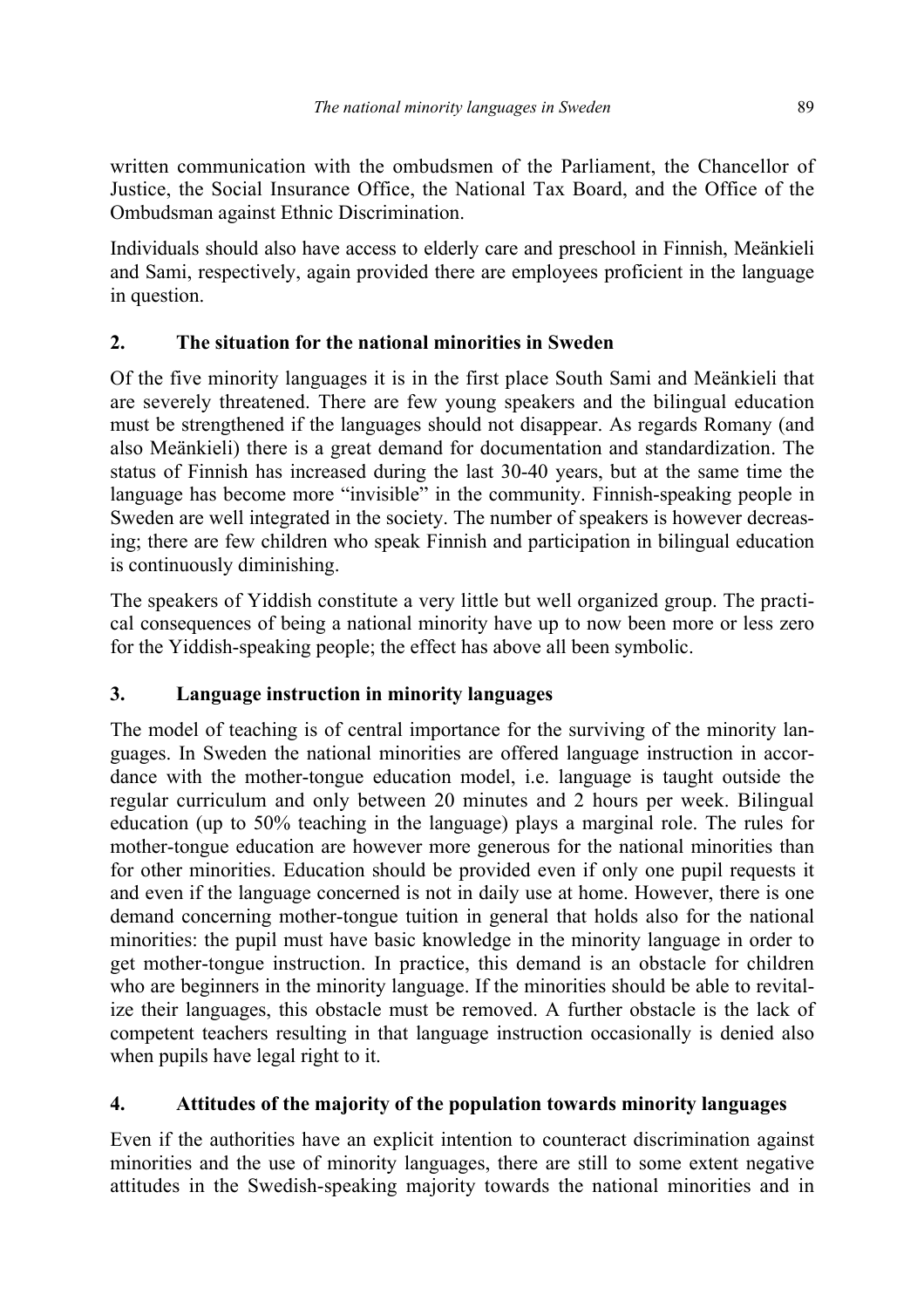written communication with the ombudsmen of the Parliament, the Chancellor of Justice, the Social Insurance Office, the National Tax Board, and the Office of the Ombudsman against Ethnic Discrimination.

Individuals should also have access to elderly care and preschool in Finnish, Meänkieli and Sami, respectively, again provided there are employees proficient in the language in question.

## 2. The situation for the national minorities in Sweden

Of the five minority languages it is in the first place South Sami and Meänkieli that are severely threatened. There are few young speakers and the bilingual education must be strengthened if the languages should not disappear. As regards Romany (and also Meänkieli) there is a great demand for documentation and standardization. The status of Finnish has increased during the last 30-40 years, but at the same time the language has become more "invisible" in the community. Finnish-speaking people in Sweden are well integrated in the society. The number of speakers is however decreasing; there are few children who speak Finnish and participation in bilingual education is continuously diminishing.

The speakers of Yiddish constitute a very little but well organized group. The practical consequences of being a national minority have up to now been more or less zero for the Yiddish-speaking people; the effect has above all been symbolic.

## 3. Language instruction in minority languages

The model of teaching is of central importance for the surviving of the minority languages. In Sweden the national minorities are offered language instruction in accordance with the mother-tongue education model, i.e. language is taught outside the regular curriculum and only between 20 minutes and 2 hours per week. Bilingual education (up to 50% teaching in the language) plays a marginal role. The rules for mother-tongue education are however more generous for the national minorities than for other minorities. Education should be provided even if only one pupil requests it and even if the language concerned is not in daily use at home. However, there is one demand concerning mother-tongue tuition in general that holds also for the national minorities: the pupil must have basic knowledge in the minority language in order to get mother-tongue instruction. In practice, this demand is an obstacle for children who are beginners in the minority language. If the minorities should be able to revitalize their languages, this obstacle must be removed. A further obstacle is the lack of competent teachers resulting in that language instruction occasionally is denied also when pupils have legal right to it.

## 4. Attitudes of the majority of the population towards minority languages

Even if the authorities have an explicit intention to counteract discrimination against minorities and the use of minority languages, there are still to some extent negative attitudes in the Swedish-speaking majority towards the national minorities and in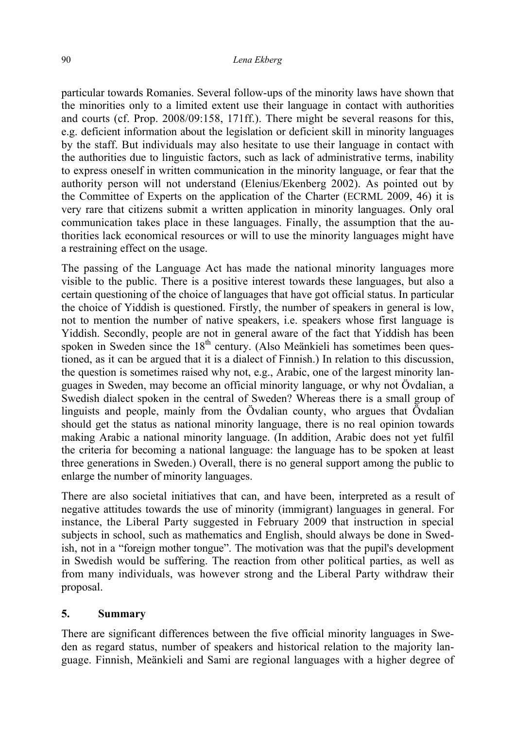particular towards Romanies. Several follow-ups of the minority laws have shown that the minorities only to a limited extent use their language in contact with authorities and courts (cf. Prop. 2008/09:158, 171ff.). There might be several reasons for this, e.g. deficient information about the legislation or deficient skill in minority languages by the staff. But individuals may also hesitate to use their language in contact with the authorities due to linguistic factors, such as lack of administrative terms, inability to express oneself in written communication in the minority language, or fear that the authority person will not understand (Elenius/Ekenberg 2002). As pointed out by the Committee of Experts on the application of the Charter (ECRML 2009, 46) it is very rare that citizens submit a written application in minority languages. Only oral communication takes place in these languages. Finally, the assumption that the authorities lack economical resources or will to use the minority languages might have a restraining effect on the usage.

The passing of the Language Act has made the national minority languages more visible to the public. There is a positive interest towards these languages, but also a certain questioning of the choice of languages that have got official status. In particular the choice of Yiddish is questioned. Firstly, the number of speakers in general is low, not to mention the number of native speakers, i.e. speakers whose first language is Yiddish. Secondly, people are not in general aware of the fact that Yiddish has been spoken in Sweden since the 18th century. (Also Meänkieli has sometimes been questioned, as it can be argued that it is a dialect of Finnish.) In relation to this discussion, the question is sometimes raised why not, e.g., Arabic, one of the largest minority languages in Sweden, may become an official minority language, or why not Övdalian, a Swedish dialect spoken in the central of Sweden? Whereas there is a small group of linguists and people, mainly from the Övdalian county, who argues that Övdalian should get the status as national minority language, there is no real opinion towards making Arabic a national minority language. (In addition, Arabic does not yet fulfil the criteria for becoming a national language: the language has to be spoken at least three generations in Sweden.) Overall, there is no general support among the public to enlarge the number of minority languages.

There are also societal initiatives that can, and have been, interpreted as a result of negative attitudes towards the use of minority (immigrant) languages in general. For instance, the Liberal Party suggested in February 2009 that instruction in special subjects in school, such as mathematics and English, should always be done in Swedish, not in a "foreign mother tongue". The motivation was that the pupil's development in Swedish would be suffering. The reaction from other political parties, as well as from many individuals, was however strong and the Liberal Party withdraw their proposal.

## 5. Summary

There are significant differences between the five official minority languages in Sweden as regard status, number of speakers and historical relation to the majority language. Finnish, Meänkieli and Sami are regional languages with a higher degree of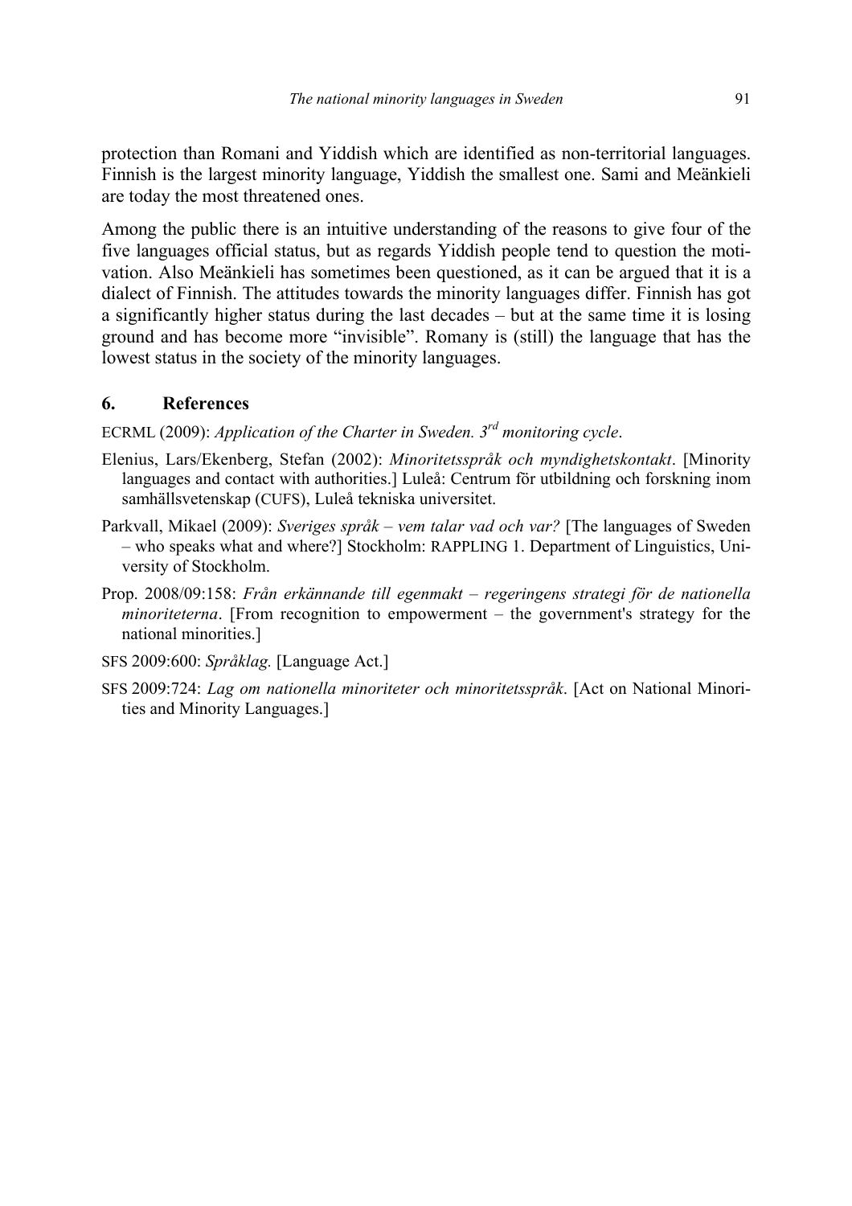protection than Romani and Yiddish which are identified as non-territorial languages. Finnish is the largest minority language, Yiddish the smallest one. Sami and Meänkieli are today the most threatened ones.

Among the public there is an intuitive understanding of the reasons to give four of the five languages official status, but as regards Yiddish people tend to question the motivation. Also Meänkieli has sometimes been questioned, as it can be argued that it is a dialect of Finnish. The attitudes towards the minority languages differ. Finnish has got a significantly higher status during the last decades – but at the same time it is losing ground and has become more "invisible". Romany is (still) the language that has the lowest status in the society of the minority languages.

## 6. References

ECRML (2009): *Application of the Charter in Sweden. 3rd monitoring cycle*.

Elenius, Lars/Ekenberg, Stefan (2002): *Minoritetsspråk och myndighetskontakt*. [Minority languages and contact with authorities.] Luleå: Centrum för utbildning och forskning inom samhällsvetenskap (CUFS), Luleå tekniska universitet.

Parkvall, Mikael (2009): *Sveriges språk – vem talar vad och var?* [The languages of Sweden – who speaks what and where?] Stockholm: RAPPLING 1. Department of Linguistics, University of Stockholm.

Prop. 2008/09:158: *Från erkännande till egenmakt – regeringens strategi för de nationella minoriteterna*. [From recognition to empowerment – the government's strategy for the national minorities.]

SFS 2009:600: *Språklag.* [Language Act.]

SFS 2009:724: *Lag om nationella minoriteter och minoritetsspråk*. [Act on National Minorities and Minority Languages.]